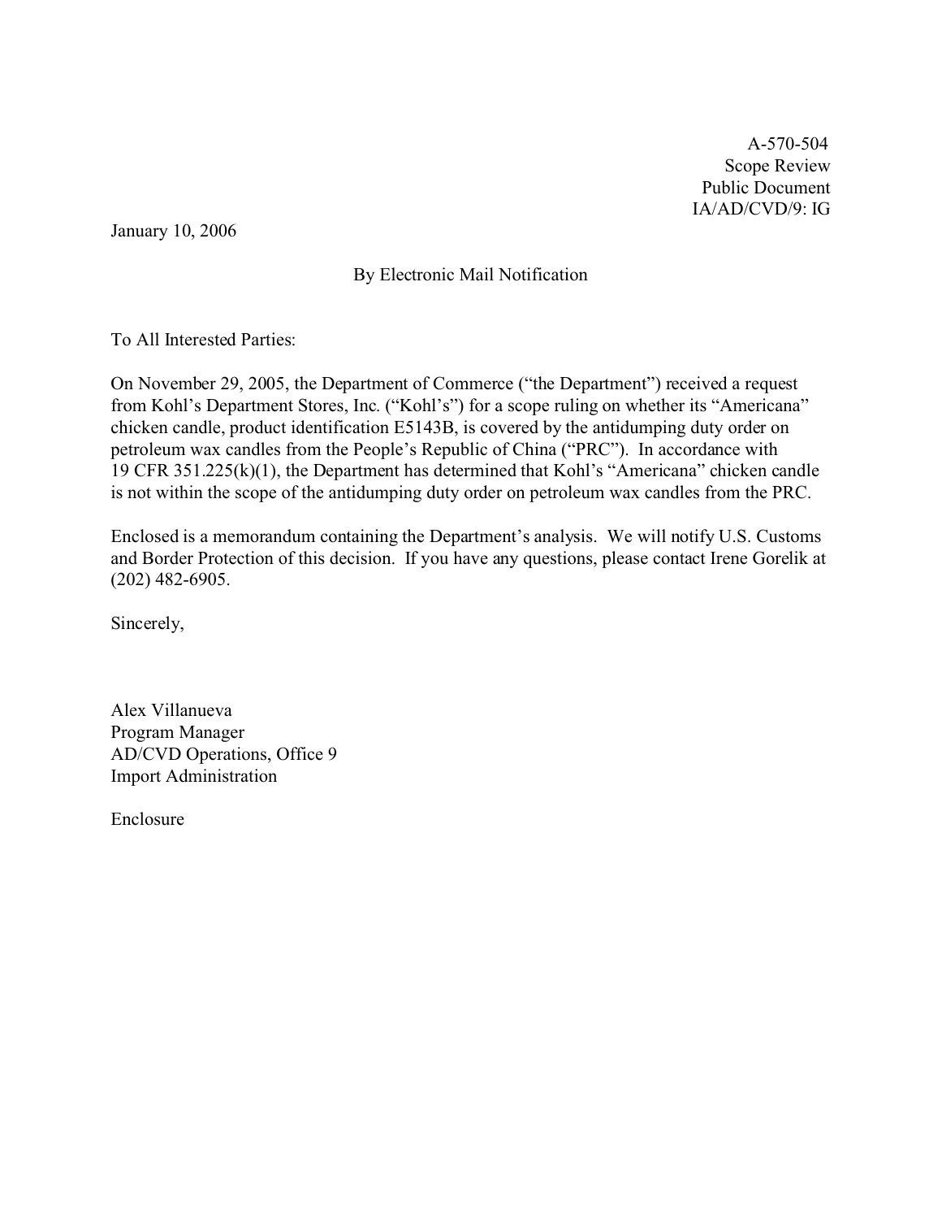A-570-504
Scope Review
Public Document
IA/AD/CVD/9: IG

January 10, 2006

By Electronic Mail Notification

To All Interested Parties:

On November 29, 2005, the Department of Commerce ("the Department") received a request from Kohl's Department Stores, Inc. ("Kohl's") for a scope ruling on whether its "Americana" chicken candle, product identification E5143B, is covered by the antidumping duty order on petroleum wax candles from the People's Republic of China ("PRC"). In accordance with 19 CFR 351.225(k)(1), the Department has determined that Kohl's "Americana" chicken candle is not within the scope of the antidumping duty order on petroleum wax candles from the PRC.

Enclosed is a memorandum containing the Department's analysis. We will notify U.S. Customs and Border Protection of this decision. If you have any questions, please contact Irene Gorelik at (202) 482-6905.

Sincerely,

Alex Villanueva
Program Manager
AD/CVD Operations, Office 9
Import Administration

Enclosure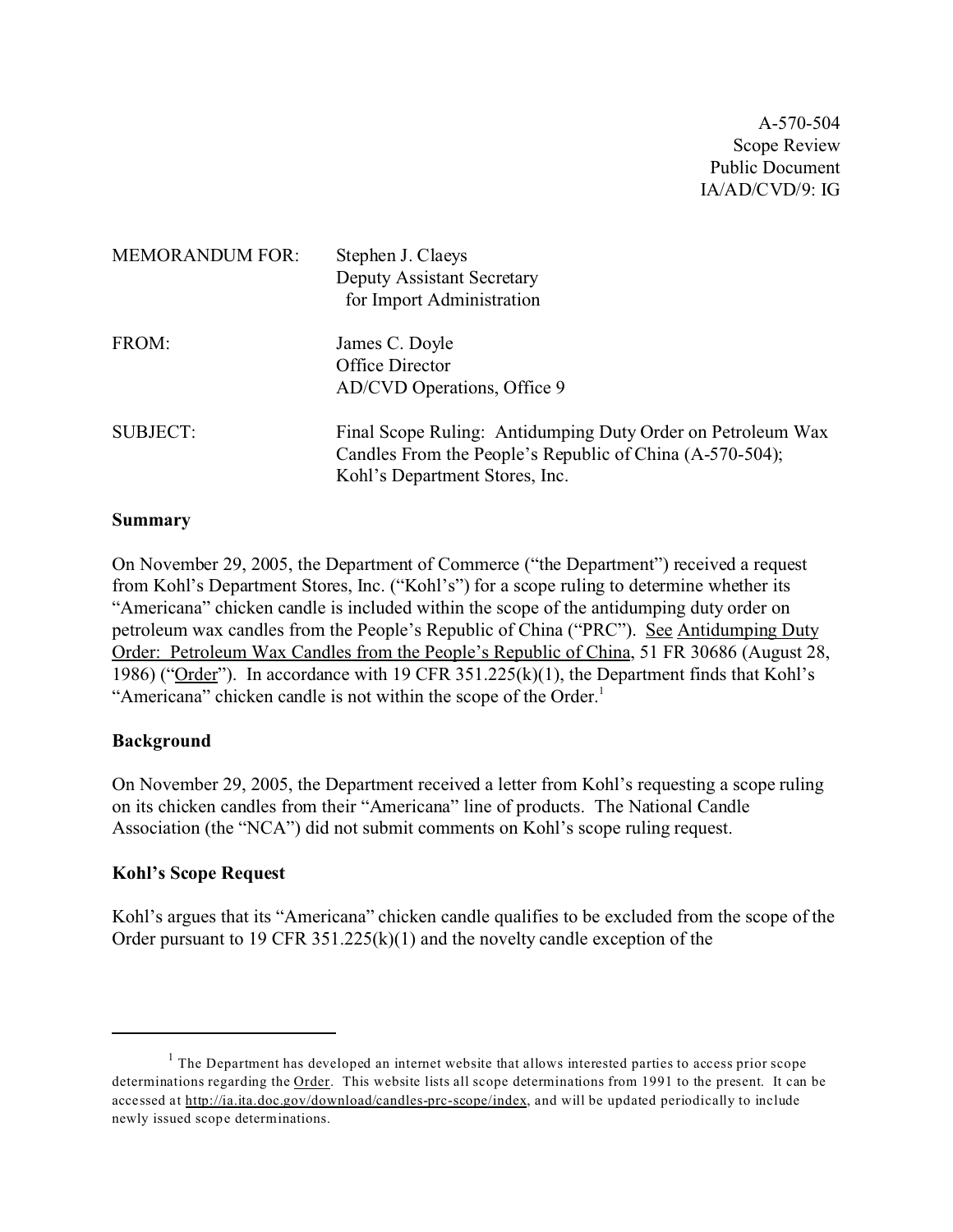A-570-504
Scope Review
Public Document
IA/AD/CVD/9: IG

MEMORANDUM FOR: Stephen J. Claeys
Deputy Assistant Secretary
for Import Administration

FROM: James C. Doyle
Office Director
AD/CVD Operations, Office 9

SUBJECT: Final Scope Ruling: Antidumping Duty Order on Petroleum Wax Candles From the People's Republic of China (A-570-504); Kohl's Department Stores, Inc.

**Summary**

On November 29, 2005, the Department of Commerce ("the Department") received a request from Kohl's Department Stores, Inc. ("Kohl's") for a scope ruling to determine whether its "Americana" chicken candle is included within the scope of the antidumping duty order on petroleum wax candles from the People's Republic of China ("PRC"). See Antidumping Duty Order: Petroleum Wax Candles from the People's Republic of China, 51 FR 30686 (August 28, 1986) ("Order"). In accordance with 19 CFR 351.225(k)(1), the Department finds that Kohl's "Americana" chicken candle is not within the scope of the Order.[1]

**Background**

On November 29, 2005, the Department received a letter from Kohl's requesting a scope ruling on its chicken candles from their "Americana" line of products. The National Candle Association (the "NCA") did not submit comments on Kohl's scope ruling request.

**Kohl's Scope Request**

Kohl's argues that its "Americana" chicken candle qualifies to be excluded from the scope of the Order pursuant to 19 CFR 351.225(k)(1) and the novelty candle exception of the

---

[1] The Department has developed an internet website that allows interested parties to access prior scope determinations regarding the Order. This website lists all scope determinations from 1991 to the present. It can be accessed at http://ia.ita.doc.gov/download/candles-prc-scope/index, and will be updated periodically to include newly issued scope determinations.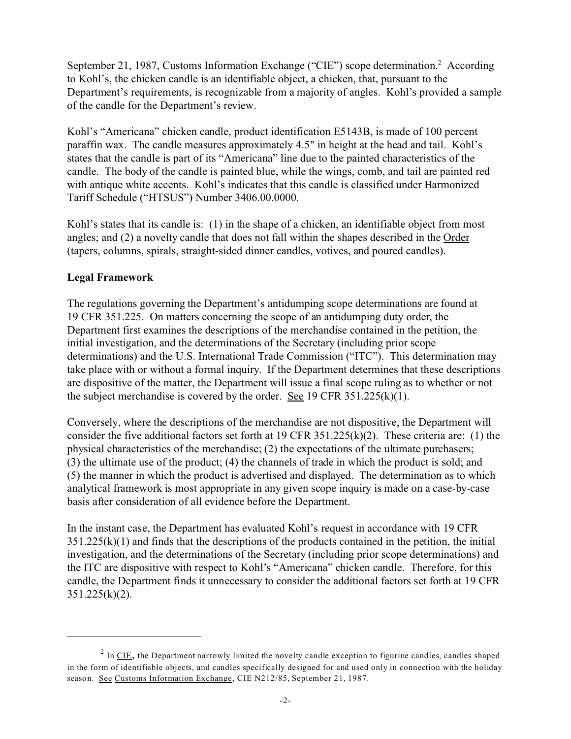September 21, 1987, Customs Information Exchange ("CIE") scope determination.[2] According to Kohl's, the chicken candle is an identifiable object, a chicken, that, pursuant to the Department's requirements, is recognizable from a majority of angles. Kohl's provided a sample of the candle for the Department's review.

Kohl's "Americana" chicken candle, product identification E5143B, is made of 100 percent paraffin wax. The candle measures approximately 4.5" in height at the head and tail. Kohl's states that the candle is part of its "Americana" line due to the painted characteristics of the candle. The body of the candle is painted blue, while the wings, comb, and tail are painted red with antique white accents. Kohl's indicates that this candle is classified under Harmonized Tariff Schedule ("HTSUS") Number 3406.00.0000.

Kohl's states that its candle is: (1) in the shape of a chicken, an identifiable object from most angles; and (2) a novelty candle that does not fall within the shapes described in the Order (tapers, columns, spirals, straight-sided dinner candles, votives, and poured candles).

**Legal Framework**

The regulations governing the Department's antidumping scope determinations are found at 19 CFR 351.225. On matters concerning the scope of an antidumping duty order, the Department first examines the descriptions of the merchandise contained in the petition, the initial investigation, and the determinations of the Secretary (including prior scope determinations) and the U.S. International Trade Commission ("ITC"). This determination may take place with or without a formal inquiry. If the Department determines that these descriptions are dispositive of the matter, the Department will issue a final scope ruling as to whether or not the subject merchandise is covered by the order. See 19 CFR 351.225(k)(1).

Conversely, where the descriptions of the merchandise are not dispositive, the Department will consider the five additional factors set forth at 19 CFR 351.225(k)(2). These criteria are: (1) the physical characteristics of the merchandise; (2) the expectations of the ultimate purchasers; (3) the ultimate use of the product; (4) the channels of trade in which the product is sold; and (5) the manner in which the product is advertised and displayed. The determination as to which analytical framework is most appropriate in any given scope inquiry is made on a case-by-case basis after consideration of all evidence before the Department.

In the instant case, the Department has evaluated Kohl's request in accordance with 19 CFR 351.225(k)(1) and finds that the descriptions of the products contained in the petition, the initial investigation, and the determinations of the Secretary (including prior scope determinations) and the ITC are dispositive with respect to Kohl's "Americana" chicken candle. Therefore, for this candle, the Department finds it unnecessary to consider the additional factors set forth at 19 CFR 351.225(k)(2).

---

[2] In CIE, the Department narrowly limited the novelty candle exception to figurine candles, candles shaped in the form of identifiable objects, and candles specifically designed for and used only in connection with the holiday season. See Customs Information Exchange, CIE N212/85, September 21, 1987.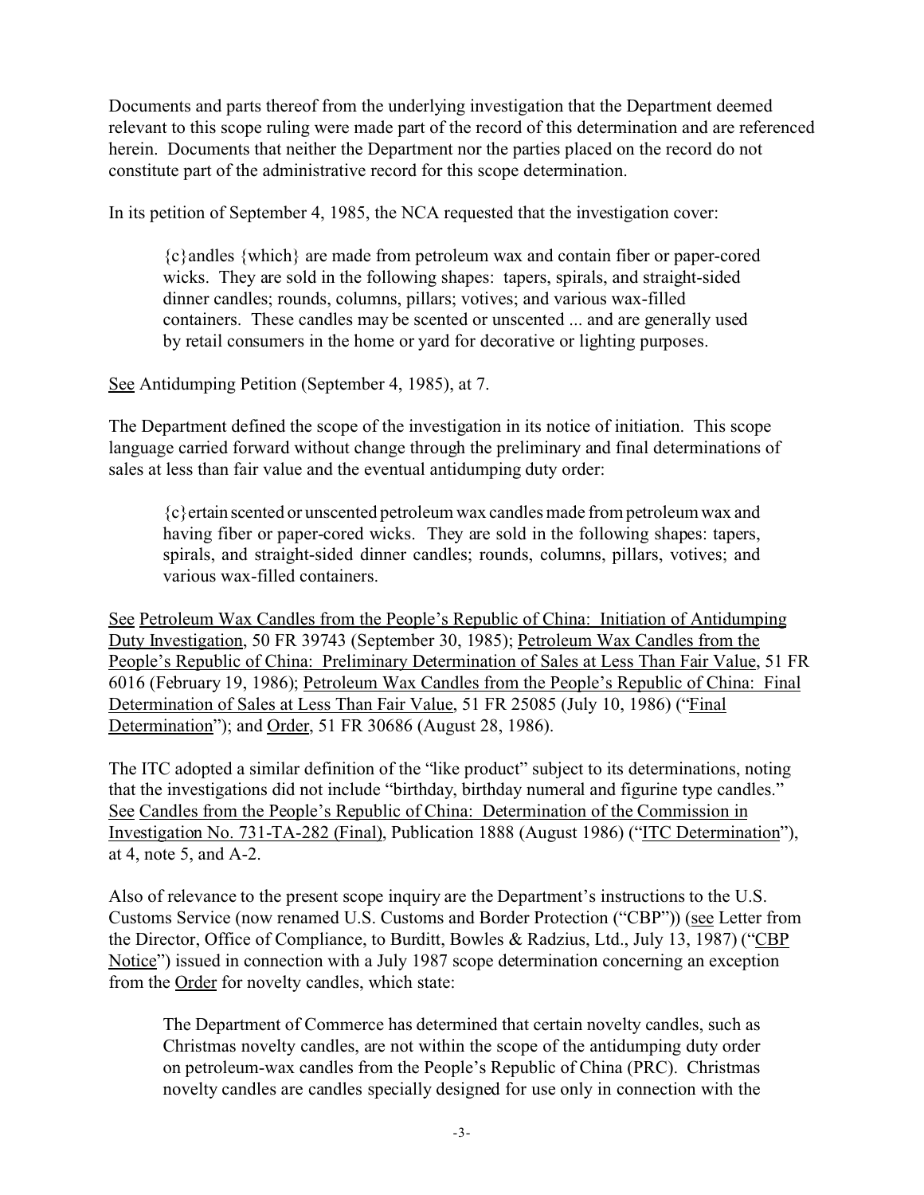Documents and parts thereof from the underlying investigation that the Department deemed relevant to this scope ruling were made part of the record of this determination and are referenced herein. Documents that neither the Department nor the parties placed on the record do not constitute part of the administrative record for this scope determination.

In its petition of September 4, 1985, the NCA requested that the investigation cover:

> {c}andles {which} are made from petroleum wax and contain fiber or paper-cored wicks. They are sold in the following shapes: tapers, spirals, and straight-sided dinner candles; rounds, columns, pillars; votives; and various wax-filled containers. These candles may be scented or unscented ... and are generally used by retail consumers in the home or yard for decorative or lighting purposes.

See Antidumping Petition (September 4, 1985), at 7.

The Department defined the scope of the investigation in its notice of initiation. This scope language carried forward without change through the preliminary and final determinations of sales at less than fair value and the eventual antidumping duty order:

> {c}ertain scented or unscented petroleum wax candles made from petroleum wax and having fiber or paper-cored wicks. They are sold in the following shapes: tapers, spirals, and straight-sided dinner candles; rounds, columns, pillars, votives; and various wax-filled containers.

See Petroleum Wax Candles from the People's Republic of China: Initiation of Antidumping Duty Investigation, 50 FR 39743 (September 30, 1985); Petroleum Wax Candles from the People's Republic of China: Preliminary Determination of Sales at Less Than Fair Value, 51 FR 6016 (February 19, 1986); Petroleum Wax Candles from the People's Republic of China: Final Determination of Sales at Less Than Fair Value, 51 FR 25085 (July 10, 1986) ("Final Determination"); and Order, 51 FR 30686 (August 28, 1986).

The ITC adopted a similar definition of the "like product" subject to its determinations, noting that the investigations did not include "birthday, birthday numeral and figurine type candles." See Candles from the People's Republic of China: Determination of the Commission in Investigation No. 731-TA-282 (Final), Publication 1888 (August 1986) ("ITC Determination"), at 4, note 5, and A-2.

Also of relevance to the present scope inquiry are the Department's instructions to the U.S. Customs Service (now renamed U.S. Customs and Border Protection ("CBP")) (see Letter from the Director, Office of Compliance, to Burditt, Bowles & Radzius, Ltd., July 13, 1987) ("CBP Notice") issued in connection with a July 1987 scope determination concerning an exception from the Order for novelty candles, which state:

> The Department of Commerce has determined that certain novelty candles, such as Christmas novelty candles, are not within the scope of the antidumping duty order on petroleum-wax candles from the People's Republic of China (PRC). Christmas novelty candles are candles specially designed for use only in connection with the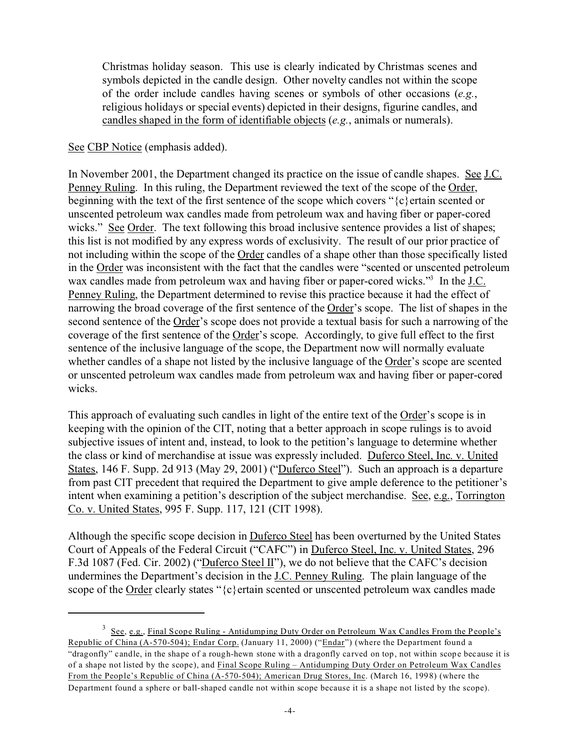Christmas holiday season. This use is clearly indicated by Christmas scenes and symbols depicted in the candle design. Other novelty candles not within the scope of the order include candles having scenes or symbols of other occasions (*e.g.*, religious holidays or special events) depicted in their designs, figurine candles, and candles shaped in the form of identifiable objects (*e.g.*, animals or numerals).

See CBP Notice (emphasis added).

In November 2001, the Department changed its practice on the issue of candle shapes. See J.C. Penney Ruling. In this ruling, the Department reviewed the text of the scope of the Order, beginning with the text of the first sentence of the scope which covers "{c}ertain scented or unscented petroleum wax candles made from petroleum wax and having fiber or paper-cored wicks." See Order. The text following this broad inclusive sentence provides a list of shapes; this list is not modified by any express words of exclusivity. The result of our prior practice of not including within the scope of the Order candles of a shape other than those specifically listed in the Order was inconsistent with the fact that the candles were "scented or unscented petroleum wax candles made from petroleum wax and having fiber or paper-cored wicks."[3] In the J.C. Penney Ruling, the Department determined to revise this practice because it had the effect of narrowing the broad coverage of the first sentence of the Order's scope. The list of shapes in the second sentence of the Order's scope does not provide a textual basis for such a narrowing of the coverage of the first sentence of the Order's scope. Accordingly, to give full effect to the first sentence of the inclusive language of the scope, the Department now will normally evaluate whether candles of a shape not listed by the inclusive language of the Order's scope are scented or unscented petroleum wax candles made from petroleum wax and having fiber or paper-cored wicks.

This approach of evaluating such candles in light of the entire text of the Order's scope is in keeping with the opinion of the CIT, noting that a better approach in scope rulings is to avoid subjective issues of intent and, instead, to look to the petition's language to determine whether the class or kind of merchandise at issue was expressly included. Duferco Steel, Inc. v. United States, 146 F. Supp. 2d 913 (May 29, 2001) ("Duferco Steel"). Such an approach is a departure from past CIT precedent that required the Department to give ample deference to the petitioner's intent when examining a petition's description of the subject merchandise. See, e.g., Torrington Co. v. United States, 995 F. Supp. 117, 121 (CIT 1998).

Although the specific scope decision in Duferco Steel has been overturned by the United States Court of Appeals of the Federal Circuit ("CAFC") in Duferco Steel, Inc. v. United States, 296 F.3d 1087 (Fed. Cir. 2002) ("Duferco Steel II"), we do not believe that the CAFC's decision undermines the Department's decision in the J.C. Penney Ruling. The plain language of the scope of the Order clearly states "{c}ertain scented or unscented petroleum wax candles made

---

[3] See, e.g., Final Scope Ruling - Antidumping Duty Order on Petroleum Wax Candles From the People's Republic of China (A-570-504); Endar Corp. (January 11, 2000) ("Endar") (where the Department found a "dragonfly" candle, in the shape of a rough-hewn stone with a dragonfly carved on top, not within scope because it is of a shape not listed by the scope), and Final Scope Ruling – Antidumping Duty Order on Petroleum Wax Candles From the People's Republic of China (A-570-504); American Drug Stores, Inc. (March 16, 1998) (where the Department found a sphere or ball-shaped candle not within scope because it is a shape not listed by the scope).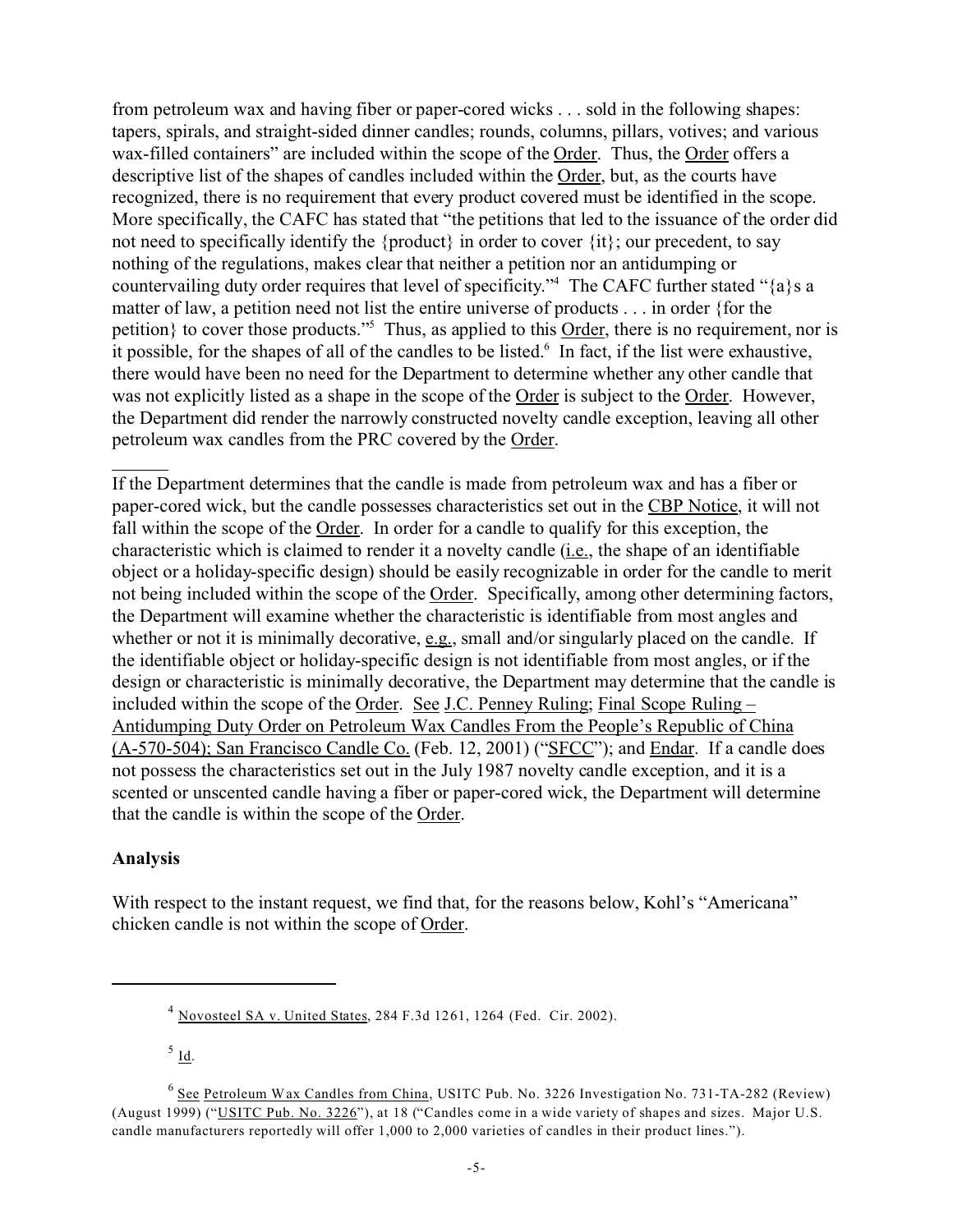from petroleum wax and having fiber or paper-cored wicks . . . sold in the following shapes: tapers, spirals, and straight-sided dinner candles; rounds, columns, pillars, votives; and various wax-filled containers" are included within the scope of the Order. Thus, the Order offers a descriptive list of the shapes of candles included within the Order, but, as the courts have recognized, there is no requirement that every product covered must be identified in the scope. More specifically, the CAFC has stated that "the petitions that led to the issuance of the order did not need to specifically identify the {product} in order to cover {it}; our precedent, to say nothing of the regulations, makes clear that neither a petition nor an antidumping or countervailing duty order requires that level of specificity."[4] The CAFC further stated "{a}s a matter of law, a petition need not list the entire universe of products . . . in order {for the petition} to cover those products."[5] Thus, as applied to this Order, there is no requirement, nor is it possible, for the shapes of all of the candles to be listed.[6] In fact, if the list were exhaustive, there would have been no need for the Department to determine whether any other candle that was not explicitly listed as a shape in the scope of the Order is subject to the Order. However, the Department did render the narrowly constructed novelty candle exception, leaving all other petroleum wax candles from the PRC covered by the Order.

If the Department determines that the candle is made from petroleum wax and has a fiber or paper-cored wick, but the candle possesses characteristics set out in the CBP Notice, it will not fall within the scope of the Order. In order for a candle to qualify for this exception, the characteristic which is claimed to render it a novelty candle (i.e., the shape of an identifiable object or a holiday-specific design) should be easily recognizable in order for the candle to merit not being included within the scope of the Order. Specifically, among other determining factors, the Department will examine whether the characteristic is identifiable from most angles and whether or not it is minimally decorative, e.g., small and/or singularly placed on the candle. If the identifiable object or holiday-specific design is not identifiable from most angles, or if the design or characteristic is minimally decorative, the Department may determine that the candle is included within the scope of the Order. See J.C. Penney Ruling; Final Scope Ruling – Antidumping Duty Order on Petroleum Wax Candles From the People's Republic of China (A-570-504); San Francisco Candle Co. (Feb. 12, 2001) ("SFCC"); and Endar. If a candle does not possess the characteristics set out in the July 1987 novelty candle exception, and it is a scented or unscented candle having a fiber or paper-cored wick, the Department will determine that the candle is within the scope of the Order.

**Analysis**

With respect to the instant request, we find that, for the reasons below, Kohl's "Americana" chicken candle is not within the scope of Order.

---

[4] Novosteel SA v. United States, 284 F.3d 1261, 1264 (Fed. Cir. 2002).

[5] Id.

[6] See Petroleum Wax Candles from China, USITC Pub. No. 3226 Investigation No. 731-TA-282 (Review) (August 1999) ("USITC Pub. No. 3226"), at 18 ("Candles come in a wide variety of shapes and sizes. Major U.S. candle manufacturers reportedly will offer 1,000 to 2,000 varieties of candles in their product lines.").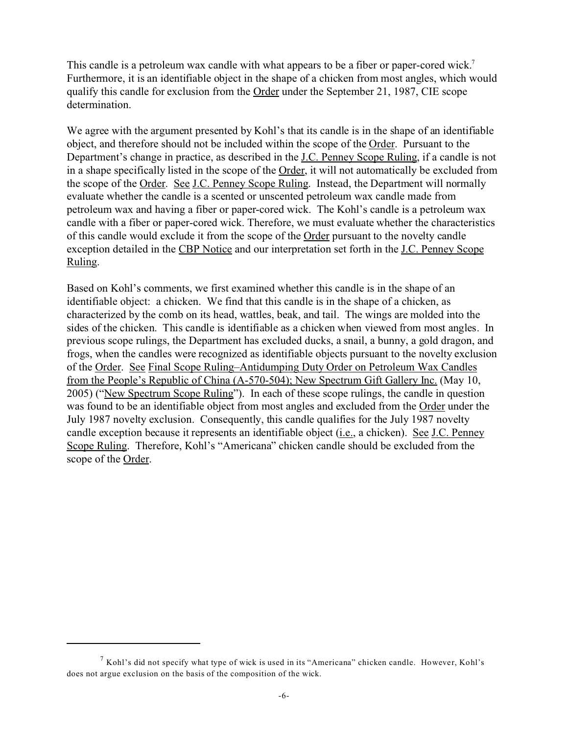This candle is a petroleum wax candle with what appears to be a fiber or paper-cored wick.[7] Furthermore, it is an identifiable object in the shape of a chicken from most angles, which would qualify this candle for exclusion from the Order under the September 21, 1987, CIE scope determination.

We agree with the argument presented by Kohl's that its candle is in the shape of an identifiable object, and therefore should not be included within the scope of the Order. Pursuant to the Department's change in practice, as described in the J.C. Penney Scope Ruling, if a candle is not in a shape specifically listed in the scope of the Order, it will not automatically be excluded from the scope of the Order. See J.C. Penney Scope Ruling. Instead, the Department will normally evaluate whether the candle is a scented or unscented petroleum wax candle made from petroleum wax and having a fiber or paper-cored wick. The Kohl's candle is a petroleum wax candle with a fiber or paper-cored wick. Therefore, we must evaluate whether the characteristics of this candle would exclude it from the scope of the Order pursuant to the novelty candle exception detailed in the CBP Notice and our interpretation set forth in the J.C. Penney Scope Ruling.

Based on Kohl's comments, we first examined whether this candle is in the shape of an identifiable object: a chicken. We find that this candle is in the shape of a chicken, as characterized by the comb on its head, wattles, beak, and tail. The wings are molded into the sides of the chicken. This candle is identifiable as a chicken when viewed from most angles. In previous scope rulings, the Department has excluded ducks, a snail, a bunny, a gold dragon, and frogs, when the candles were recognized as identifiable objects pursuant to the novelty exclusion of the Order. See Final Scope Ruling–Antidumping Duty Order on Petroleum Wax Candles from the People's Republic of China (A-570-504); New Spectrum Gift Gallery Inc. (May 10, 2005) ("New Spectrum Scope Ruling"). In each of these scope rulings, the candle in question was found to be an identifiable object from most angles and excluded from the Order under the July 1987 novelty exclusion. Consequently, this candle qualifies for the July 1987 novelty candle exception because it represents an identifiable object (i.e., a chicken). See J.C. Penney Scope Ruling. Therefore, Kohl's "Americana" chicken candle should be excluded from the scope of the Order.

---

[7] Kohl's did not specify what type of wick is used in its "Americana" chicken candle. However, Kohl's does not argue exclusion on the basis of the composition of the wick.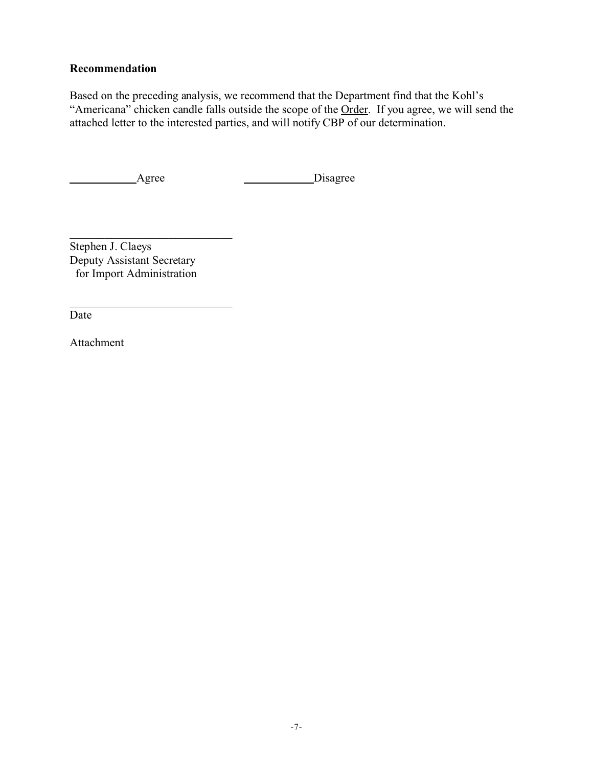**Recommendation**

Based on the preceding analysis, we recommend that the Department find that the Kohl's "Americana" chicken candle falls outside the scope of the Order. If you agree, we will send the attached letter to the interested parties, and will notify CBP of our determination.

\_\_\_\_\_\_\_\_\_\_\_\_ Agree &nbsp;&nbsp;&nbsp;&nbsp;&nbsp;&nbsp;&nbsp;&nbsp; \_\_\_\_\_\_\_\_\_\_\_\_ Disagree

\_\_\_\_\_\_\_\_\_\_\_\_\_\_\_\_\_\_\_\_\_\_\_\_\_\_\_\_\_\_

Stephen J. Claeys
Deputy Assistant Secretary
for Import Administration

\_\_\_\_\_\_\_\_\_\_\_\_\_\_\_\_\_\_\_\_\_\_\_\_\_\_\_\_\_\_

Date

Attachment